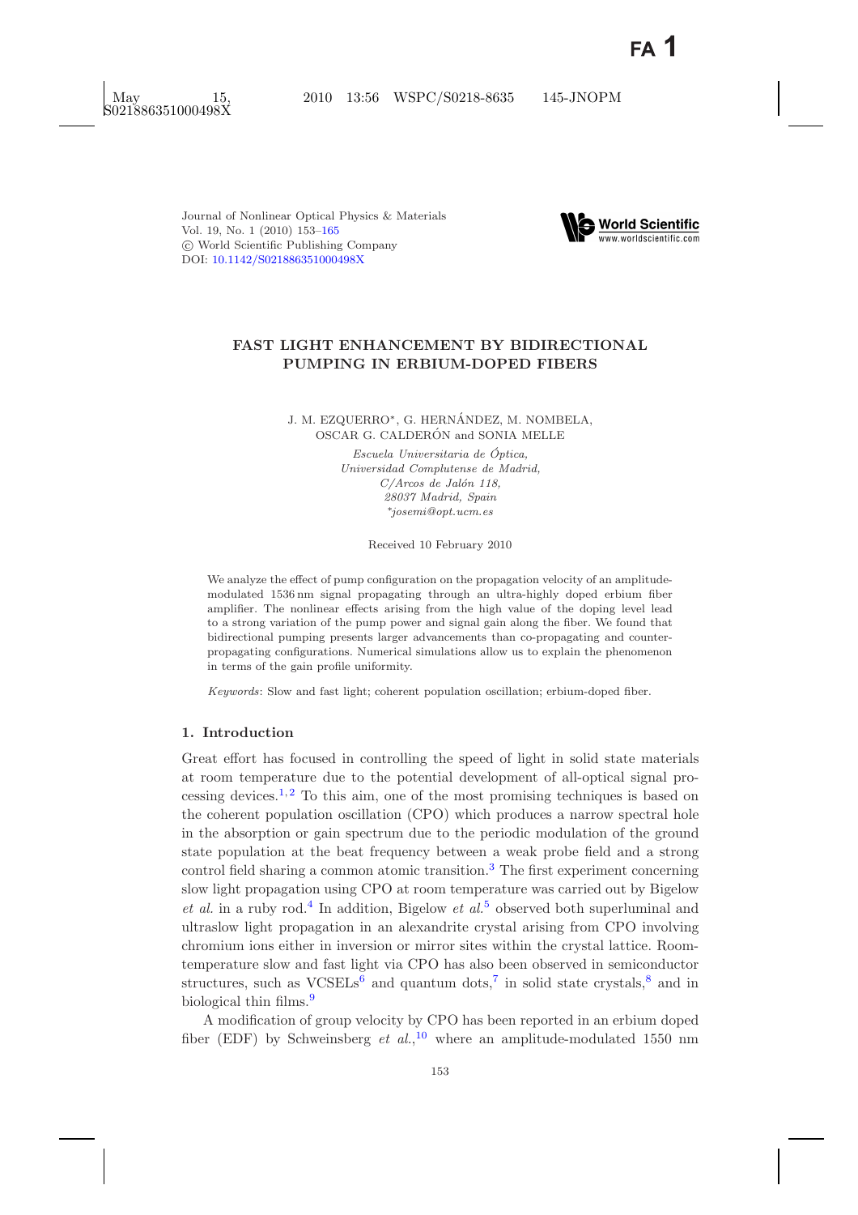Journal of Nonlinear Optical Physics & Materials
Vol. 19, No. 1 (2010) 153–165
© World Scientific Publishing Company
DOI: 10.1142/S021886351000498X

# FAST LIGHT ENHANCEMENT BY BIDIRECTIONAL PUMPING IN ERBIUM-DOPED FIBERS

J. M. EZQUERRO*, G. HERNÁNDEZ, M. NOMBELA, OSCAR G. CALDERÓN and SONIA MELLE

*Escuela Universitaria de Óptica,*
*Universidad Complutense de Madrid,*
*C/Arcos de Jalón 118,*
*28037 Madrid, Spain*
*\*josemi@opt.ucm.es*

Received 10 February 2010

We analyze the effect of pump configuration on the propagation velocity of an amplitude-modulated 1536 nm signal propagating through an ultra-highly doped erbium fiber amplifier. The nonlinear effects arising from the high value of the doping level lead to a strong variation of the pump power and signal gain along the fiber. We found that bidirectional pumping presents larger advancements than co-propagating and counter-propagating configurations. Numerical simulations allow us to explain the phenomenon in terms of the gain profile uniformity.

*Keywords*: Slow and fast light; coherent population oscillation; erbium-doped fiber.

## 1. Introduction

Great effort has focused in controlling the speed of light in solid state materials at room temperature due to the potential development of all-optical signal processing devices.[1,2] To this aim, one of the most promising techniques is based on the coherent population oscillation (CPO) which produces a narrow spectral hole in the absorption or gain spectrum due to the periodic modulation of the ground state population at the beat frequency between a weak probe field and a strong control field sharing a common atomic transition.[3] The first experiment concerning slow light propagation using CPO at room temperature was carried out by Bigelow *et al.* in a ruby rod.[4] In addition, Bigelow *et al.*[5] observed both superluminal and ultraslow light propagation in an alexandrite crystal arising from CPO involving chromium ions either in inversion or mirror sites within the crystal lattice. Room-temperature slow and fast light via CPO has also been observed in semiconductor structures, such as VCSELs[6] and quantum dots,[7] in solid state crystals,[8] and in biological thin films.[9]

A modification of group velocity by CPO has been reported in an erbium doped fiber (EDF) by Schweinsberg *et al.*,[10] where an amplitude-modulated 1550 nm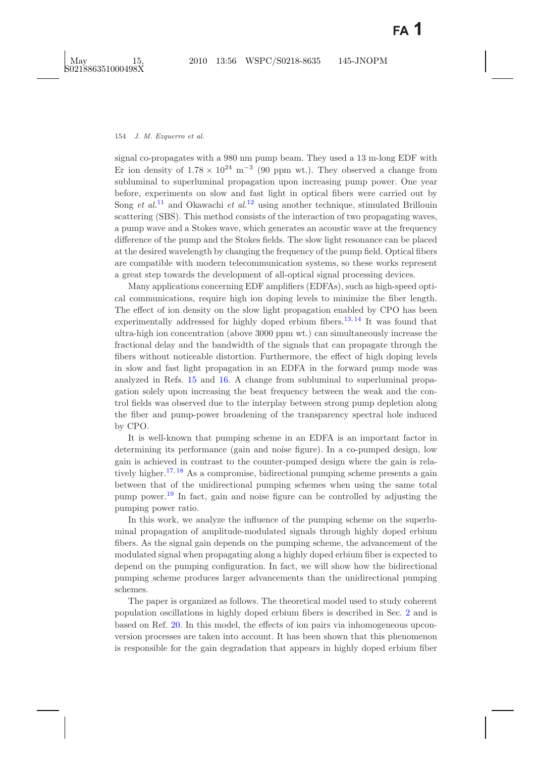signal co-propagates with a 980 nm pump beam. They used a 13 m-long EDF with Er ion density of $1.78 \times 10^{24}$ m$^{-3}$ (90 ppm wt.). They observed a change from subluminal to superluminal propagation upon increasing pump power. One year before, experiments on slow and fast light in optical fibers were carried out by Song *et al.*[11] and Okawachi *et al.*[12] using another technique, stimulated Brillouin scattering (SBS). This method consists of the interaction of two propagating waves, a pump wave and a Stokes wave, which generates an acoustic wave at the frequency difference of the pump and the Stokes fields. The slow light resonance can be placed at the desired wavelength by changing the frequency of the pump field. Optical fibers are compatible with modern telecommunication systems, so these works represent a great step towards the development of all-optical signal processing devices.

Many applications concerning EDF amplifiers (EDFAs), such as high-speed optical communications, require high ion doping levels to minimize the fiber length. The effect of ion density on the slow light propagation enabled by CPO has been experimentally addressed for highly doped erbium fibers.[13,14] It was found that ultra-high ion concentration (above 3000 ppm wt.) can simultaneously increase the fractional delay and the bandwidth of the signals that can propagate through the fibers without noticeable distortion. Furthermore, the effect of high doping levels in slow and fast light propagation in an EDFA in the forward pump mode was analyzed in Refs. 15 and 16. A change from subluminal to superluminal propagation solely upon increasing the beat frequency between the weak and the control fields was observed due to the interplay between strong pump depletion along the fiber and pump-power broadening of the transparency spectral hole induced by CPO.

It is well-known that pumping scheme in an EDFA is an important factor in determining its performance (gain and noise figure). In a co-pumped design, low gain is achieved in contrast to the counter-pumped design where the gain is relatively higher.[17,18] As a compromise, bidirectional pumping scheme presents a gain between that of the unidirectional pumping schemes when using the same total pump power.[19] In fact, gain and noise figure can be controlled by adjusting the pumping power ratio.

In this work, we analyze the influence of the pumping scheme on the superluminal propagation of amplitude-modulated signals through highly doped erbium fibers. As the signal gain depends on the pumping scheme, the advancement of the modulated signal when propagating along a highly doped erbium fiber is expected to depend on the pumping configuration. In fact, we will show how the bidirectional pumping scheme produces larger advancements than the unidirectional pumping schemes.

The paper is organized as follows. The theoretical model used to study coherent population oscillations in highly doped erbium fibers is described in Sec. 2 and is based on Ref. 20. In this model, the effects of ion pairs via inhomogeneous upconversion processes are taken into account. It has been shown that this phenomenon is responsible for the gain degradation that appears in highly doped erbium fiber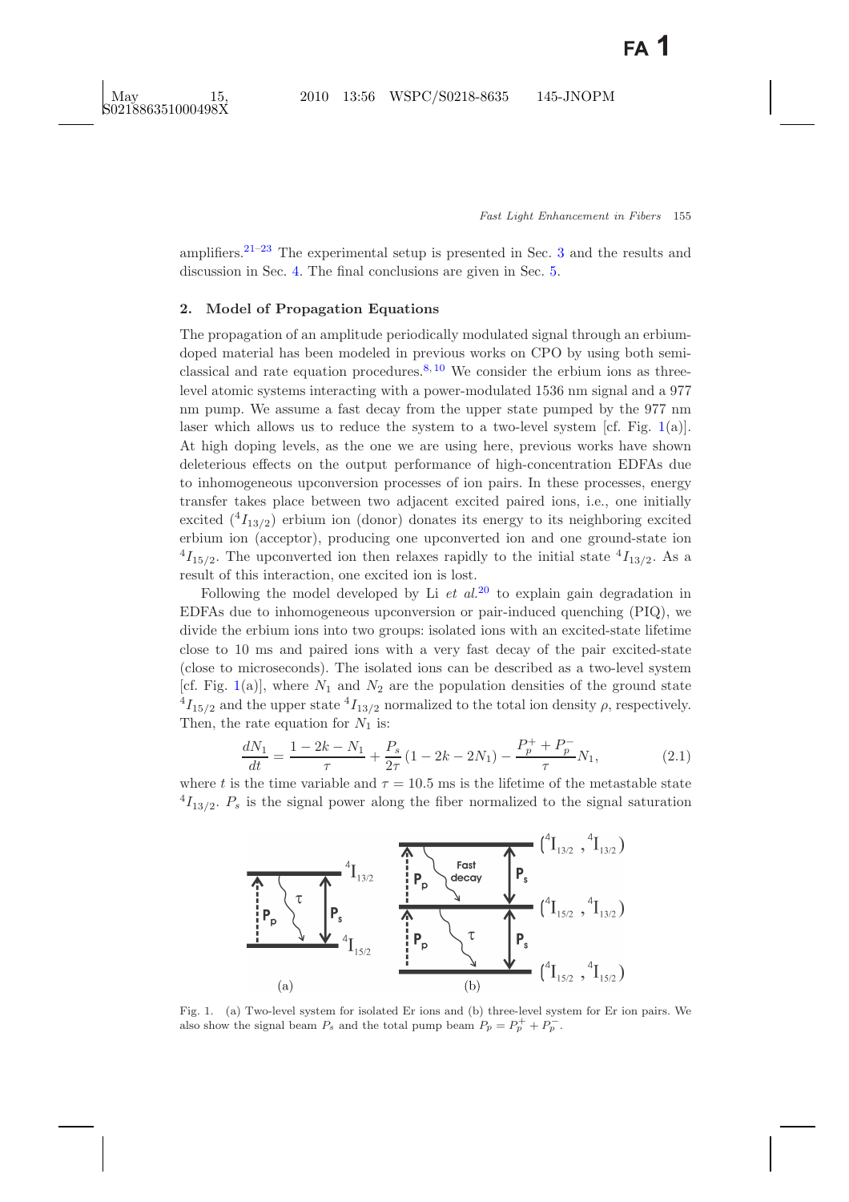amplifiers.[21–23] The experimental setup is presented in Sec. 3 and the results and discussion in Sec. 4. The final conclusions are given in Sec. 5.

## 2. Model of Propagation Equations

The propagation of an amplitude periodically modulated signal through an erbium-doped material has been modeled in previous works on CPO by using both semi-classical and rate equation procedures.[8,10] We consider the erbium ions as three-level atomic systems interacting with a power-modulated 1536 nm signal and a 977 nm pump. We assume a fast decay from the upper state pumped by the 977 nm laser which allows us to reduce the system to a two-level system [cf. Fig. 1(a)]. At high doping levels, as the one we are using here, previous works have shown deleterious effects on the output performance of high-concentration EDFAs due to inhomogeneous upconversion processes of ion pairs. In these processes, energy transfer takes place between two adjacent excited paired ions, i.e., one initially excited ($^4I_{13/2}$) erbium ion (donor) donates its energy to its neighboring excited erbium ion (acceptor), producing one upconverted ion and one ground-state ion $^4I_{15/2}$. The upconverted ion then relaxes rapidly to the initial state $^4I_{13/2}$. As a result of this interaction, one excited ion is lost.

Following the model developed by Li *et al.*[20] to explain gain degradation in EDFAs due to inhomogeneous upconversion or pair-induced quenching (PIQ), we divide the erbium ions into two groups: isolated ions with an excited-state lifetime close to 10 ms and paired ions with a very fast decay of the pair excited-state (close to microseconds). The isolated ions can be described as a two-level system [cf. Fig. 1(a)], where $N_1$ and $N_2$ are the population densities of the ground state $^4I_{15/2}$ and the upper state $^4I_{13/2}$ normalized to the total ion density $\rho$, respectively. Then, the rate equation for $N_1$ is:

$$\frac{dN_1}{dt} = \frac{1 - 2k - N_1}{\tau} + \frac{P_s}{2\tau}(1 - 2k - 2N_1) - \frac{P_p^+ + P_p^-}{\tau} N_1, \tag{2.1}$$

where $t$ is the time variable and $\tau = 10.5$ ms is the lifetime of the metastable state $^4I_{13/2}$. $P_s$ is the signal power along the fiber normalized to the signal saturation

Fig. 1. (a) Two-level system for isolated Er ions and (b) three-level system for Er ion pairs. We also show the signal beam $P_s$ and the total pump beam $P_p = P_p^+ + P_p^-$.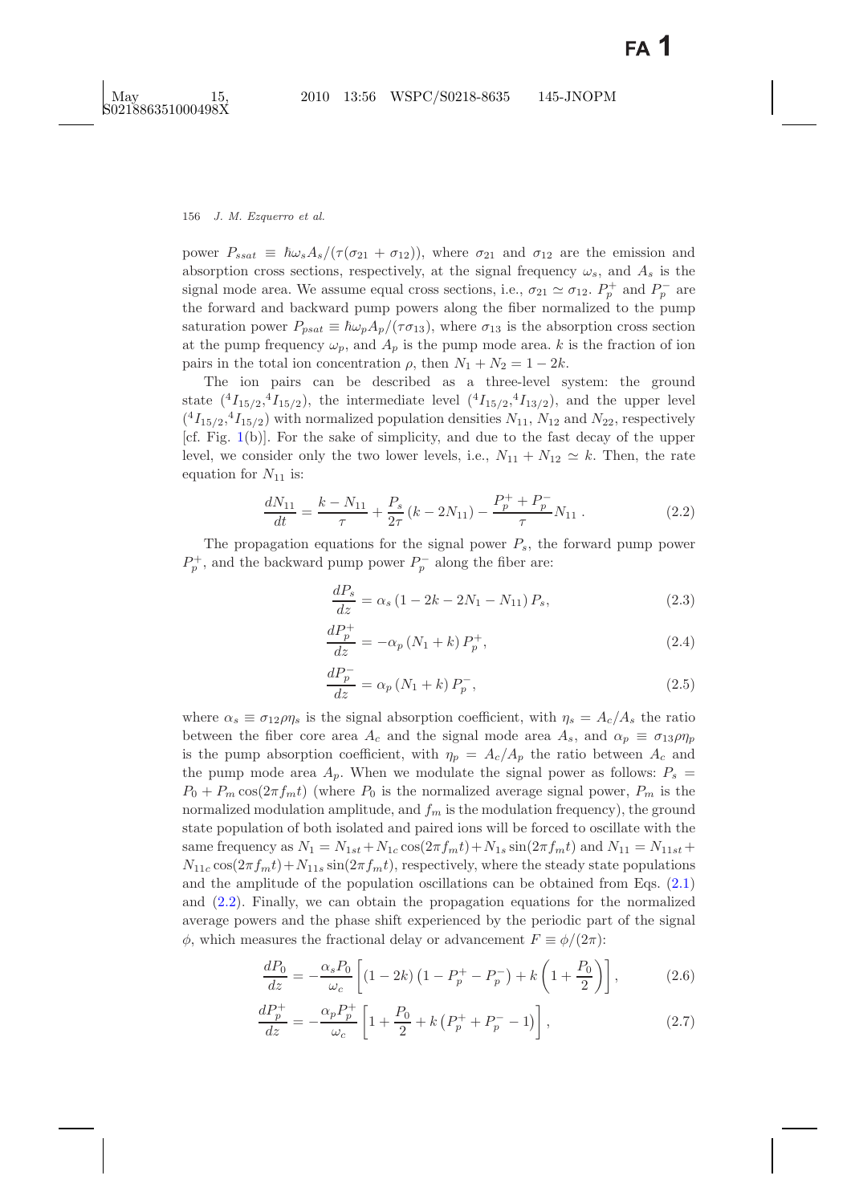power $P_{ssat} \equiv \hbar\omega_s A_s/(\tau(\sigma_{21} + \sigma_{12}))$, where $\sigma_{21}$ and $\sigma_{12}$ are the emission and absorption cross sections, respectively, at the signal frequency $\omega_s$, and $A_s$ is the signal mode area. We assume equal cross sections, i.e., $\sigma_{21} \simeq \sigma_{12}$. $P_p^+$ and $P_p^-$ are the forward and backward pump powers along the fiber normalized to the pump saturation power $P_{psat} \equiv \hbar\omega_p A_p/(\tau\sigma_{13})$, where $\sigma_{13}$ is the absorption cross section at the pump frequency $\omega_p$, and $A_p$ is the pump mode area. $k$ is the fraction of ion pairs in the total ion concentration $\rho$, then $N_1 + N_2 = 1 - 2k$.

The ion pairs can be described as a three-level system: the ground state $({}^4I_{15/2}, {}^4I_{15/2})$, the intermediate level $({}^4I_{15/2}, {}^4I_{13/2})$, and the upper level $({}^4I_{15/2}, {}^4I_{15/2})$ with normalized population densities $N_{11}$, $N_{12}$ and $N_{22}$, respectively [cf. Fig. 1(b)]. For the sake of simplicity, and due to the fast decay of the upper level, we consider only the two lower levels, i.e., $N_{11} + N_{12} \simeq k$. Then, the rate equation for $N_{11}$ is:

$$\frac{dN_{11}}{dt} = \frac{k - N_{11}}{\tau} + \frac{P_s}{2\tau}(k - 2N_{11}) - \frac{P_p^+ + P_p^-}{\tau}N_{11}\,. \tag{2.2}$$

The propagation equations for the signal power $P_s$, the forward pump power $P_p^+$, and the backward pump power $P_p^-$ along the fiber are:

$$\frac{dP_s}{dz} = \alpha_s(1 - 2k - 2N_1 - N_{11})P_s, \tag{2.3}$$

$$\frac{dP_p^+}{dz} = -\alpha_p(N_1 + k)P_p^+, \tag{2.4}$$

$$\frac{dP_p^-}{dz} = \alpha_p(N_1 + k)P_p^-, \tag{2.5}$$

where $\alpha_s \equiv \sigma_{12}\rho\eta_s$ is the signal absorption coefficient, with $\eta_s = A_c/A_s$ the ratio between the fiber core area $A_c$ and the signal mode area $A_s$, and $\alpha_p \equiv \sigma_{13}\rho\eta_p$ is the pump absorption coefficient, with $\eta_p = A_c/A_p$ the ratio between $A_c$ and the pump mode area $A_p$. When we modulate the signal power as follows: $P_s = P_0 + P_m\cos(2\pi f_m t)$ (where $P_0$ is the normalized average signal power, $P_m$ is the normalized modulation amplitude, and $f_m$ is the modulation frequency), the ground state population of both isolated and paired ions will be forced to oscillate with the same frequency as $N_1 = N_{1st} + N_{1c}\cos(2\pi f_m t) + N_{1s}\sin(2\pi f_m t)$ and $N_{11} = N_{11st} + N_{11c}\cos(2\pi f_m t) + N_{11s}\sin(2\pi f_m t)$, respectively, where the steady state populations and the amplitude of the population oscillations can be obtained from Eqs. (2.1) and (2.2). Finally, we can obtain the propagation equations for the normalized average powers and the phase shift experienced by the periodic part of the signal $\phi$, which measures the fractional delay or advancement $F \equiv \phi/(2\pi)$:

$$\frac{dP_0}{dz} = -\frac{\alpha_s P_0}{\omega_c}\left[(1 - 2k)\left(1 - P_p^+ - P_p^-\right) + k\left(1 + \frac{P_0}{2}\right)\right], \tag{2.6}$$

$$\frac{dP_p^+}{dz} = -\frac{\alpha_p P_p^+}{\omega_c}\left[1 + \frac{P_0}{2} + k\left(P_p^+ + P_p^- - 1\right)\right], \tag{2.7}$$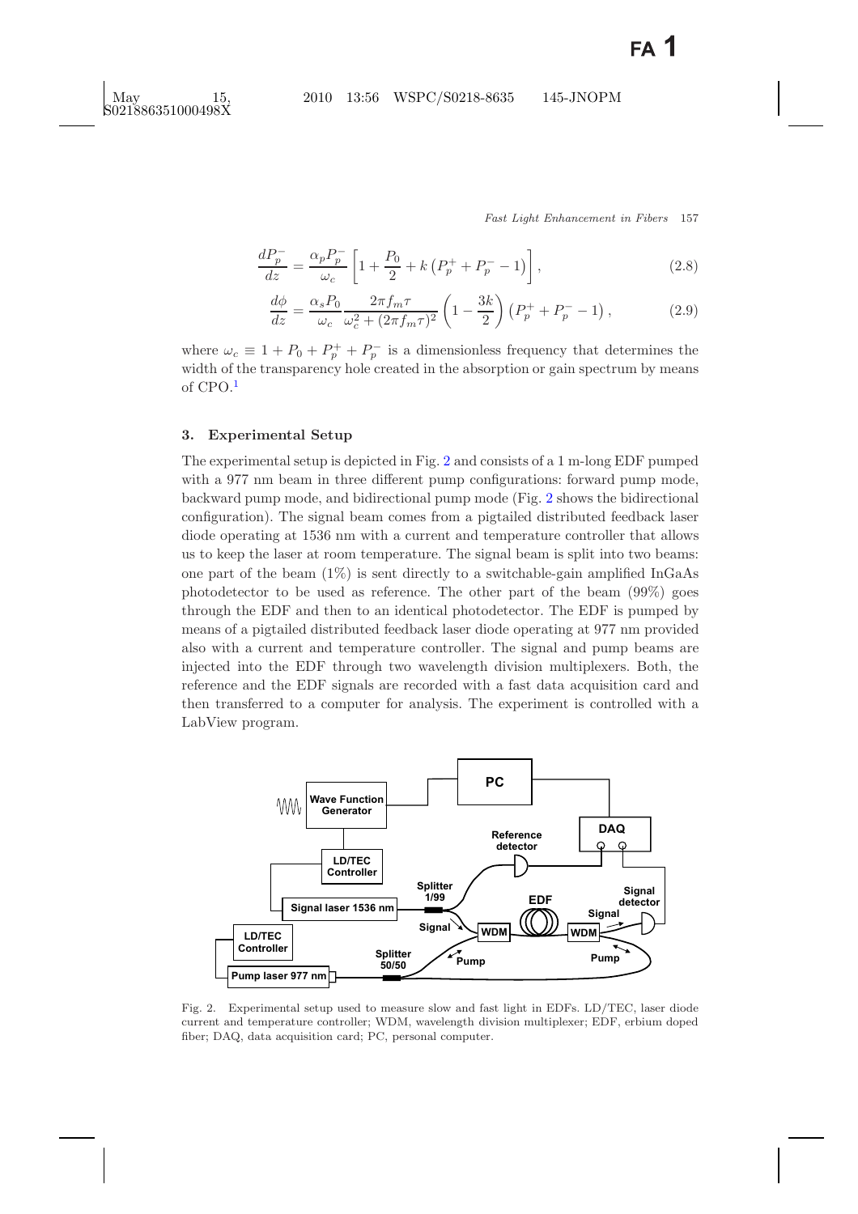$$\frac{dP_p^-}{dz} = \frac{\alpha_p P_p^-}{\omega_c}\left[1 + \frac{P_0}{2} + k\left(P_p^+ + P_p^- - 1\right)\right], \tag{2.8}$$

$$\frac{d\phi}{dz} = \frac{\alpha_s P_0}{\omega_c}\frac{2\pi f_m \tau}{\omega_c^2 + (2\pi f_m \tau)^2}\left(1 - \frac{3k}{2}\right)\left(P_p^+ + P_p^- - 1\right), \tag{2.9}$$

where $\omega_c \equiv 1 + P_0 + P_p^+ + P_p^-$ is a dimensionless frequency that determines the width of the transparency hole created in the absorption or gain spectrum by means of CPO.[1]

## 3. Experimental Setup

The experimental setup is depicted in Fig. 2 and consists of a 1 m-long EDF pumped with a 977 nm beam in three different pump configurations: forward pump mode, backward pump mode, and bidirectional pump mode (Fig. 2 shows the bidirectional configuration). The signal beam comes from a pigtailed distributed feedback laser diode operating at 1536 nm with a current and temperature controller that allows us to keep the laser at room temperature. The signal beam is split into two beams: one part of the beam (1%) is sent directly to a switchable-gain amplified InGaAs photodetector to be used as reference. The other part of the beam (99%) goes through the EDF and then to an identical photodetector. The EDF is pumped by means of a pigtailed distributed feedback laser diode operating at 977 nm provided also with a current and temperature controller. The signal and pump beams are injected into the EDF through two wavelength division multiplexers. Both, the reference and the EDF signals are recorded with a fast data acquisition card and then transferred to a computer for analysis. The experiment is controlled with a LabView program.

Fig. 2. Experimental setup used to measure slow and fast light in EDFs. LD/TEC, laser diode current and temperature controller; WDM, wavelength division multiplexer; EDF, erbium doped fiber; DAQ, data acquisition card; PC, personal computer.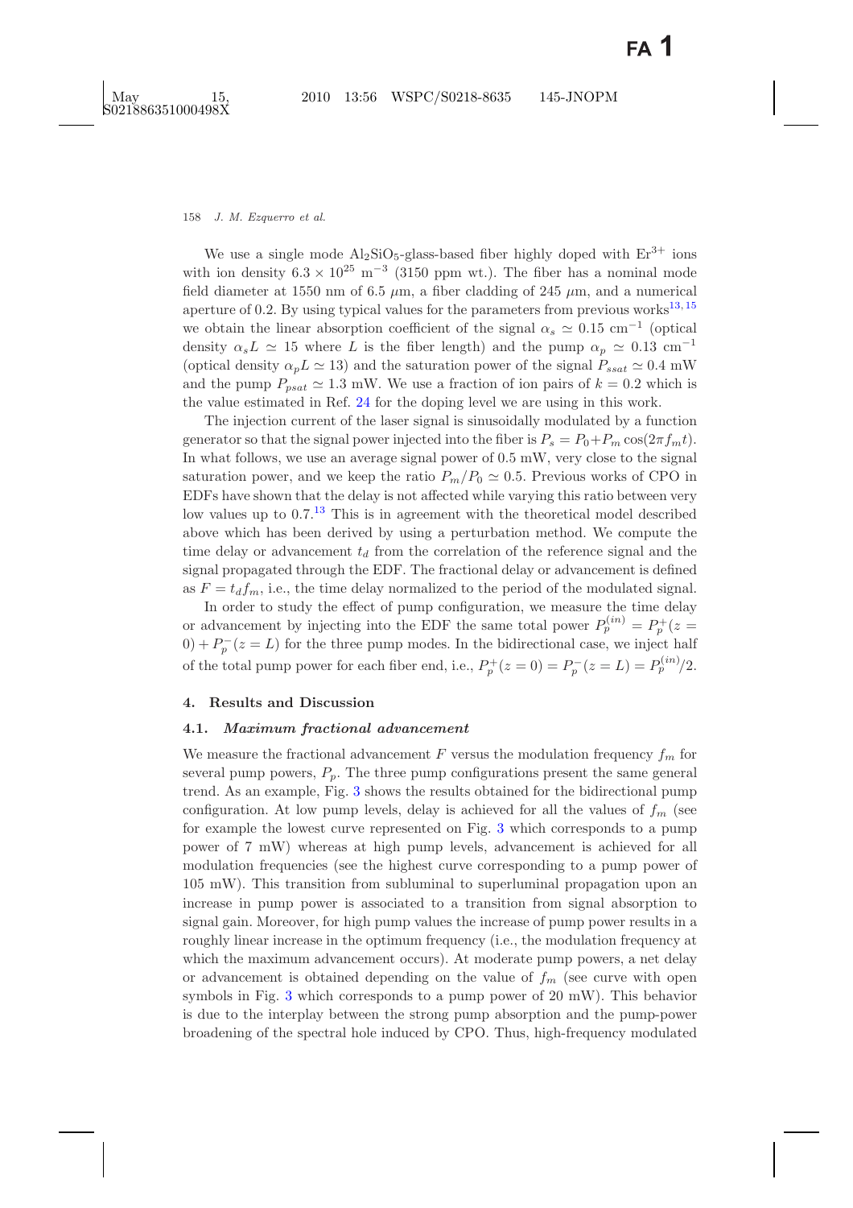We use a single mode $Al_2SiO_5$-glass-based fiber highly doped with $Er^{3+}$ ions with ion density $6.3 \times 10^{25}$ m$^{-3}$ (3150 ppm wt.). The fiber has a nominal mode field diameter at 1550 nm of 6.5 $\mu$m, a fiber cladding of 245 $\mu$m, and a numerical aperture of 0.2. By using typical values for the parameters from previous works[13,15] we obtain the linear absorption coefficient of the signal $\alpha_s \simeq 0.15$ cm$^{-1}$ (optical density $\alpha_s L \simeq 15$ where $L$ is the fiber length) and the pump $\alpha_p \simeq 0.13$ cm$^{-1}$ (optical density $\alpha_p L \simeq 13$) and the saturation power of the signal $P_{ssat} \simeq 0.4$ mW and the pump $P_{psat} \simeq 1.3$ mW. We use a fraction of ion pairs of $k = 0.2$ which is the value estimated in Ref. 24 for the doping level we are using in this work.

The injection current of the laser signal is sinusoidally modulated by a function generator so that the signal power injected into the fiber is $P_s = P_0 + P_m \cos(2\pi f_m t)$. In what follows, we use an average signal power of 0.5 mW, very close to the signal saturation power, and we keep the ratio $P_m/P_0 \simeq 0.5$. Previous works of CPO in EDFs have shown that the delay is not affected while varying this ratio between very low values up to 0.7.[13] This is in agreement with the theoretical model described above which has been derived by using a perturbation method. We compute the time delay or advancement $t_d$ from the correlation of the reference signal and the signal propagated through the EDF. The fractional delay or advancement is defined as $F = t_d f_m$, i.e., the time delay normalized to the period of the modulated signal.

In order to study the effect of pump configuration, we measure the time delay or advancement by injecting into the EDF the same total power $P_p^{(in)} = P_p^+(z = 0) + P_p^-(z = L)$ for the three pump modes. In the bidirectional case, we inject half of the total pump power for each fiber end, i.e., $P_p^+(z = 0) = P_p^-(z = L) = P_p^{(in)}/2$.

## 4. Results and Discussion

### 4.1. *Maximum fractional advancement*

We measure the fractional advancement $F$ versus the modulation frequency $f_m$ for several pump powers, $P_p$. The three pump configurations present the same general trend. As an example, Fig. 3 shows the results obtained for the bidirectional pump configuration. At low pump levels, delay is achieved for all the values of $f_m$ (see for example the lowest curve represented on Fig. 3 which corresponds to a pump power of 7 mW) whereas at high pump levels, advancement is achieved for all modulation frequencies (see the highest curve corresponding to a pump power of 105 mW). This transition from subluminal to superluminal propagation upon an increase in pump power is associated to a transition from signal absorption to signal gain. Moreover, for high pump values the increase of pump power results in a roughly linear increase in the optimum frequency (i.e., the modulation frequency at which the maximum advancement occurs). At moderate pump powers, a net delay or advancement is obtained depending on the value of $f_m$ (see curve with open symbols in Fig. 3 which corresponds to a pump power of 20 mW). This behavior is due to the interplay between the strong pump absorption and the pump-power broadening of the spectral hole induced by CPO. Thus, high-frequency modulated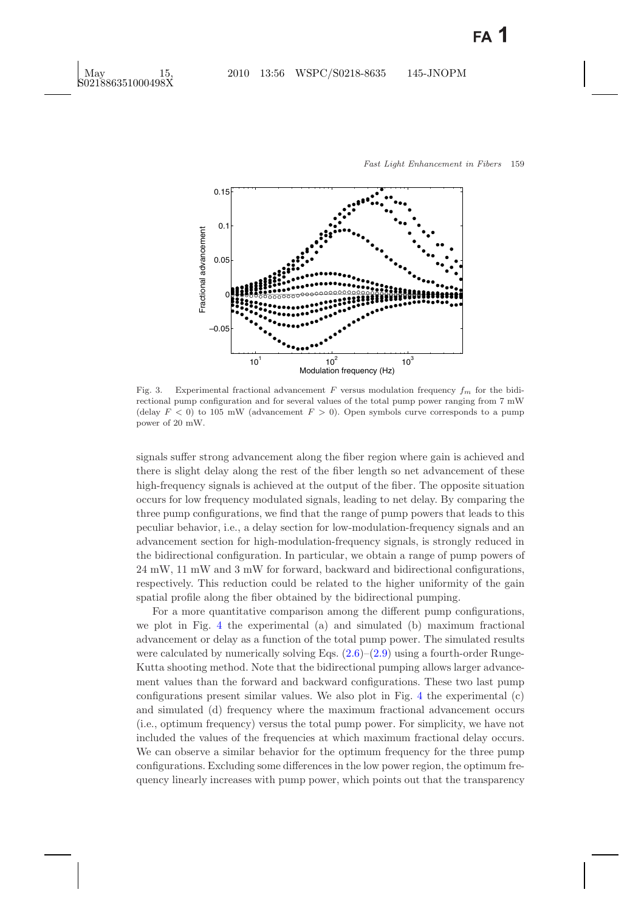Fig. 3. Experimental fractional advancement $F$ versus modulation frequency $f_m$ for the bidirectional pump configuration and for several values of the total pump power ranging from 7 mW (delay $F < 0$) to 105 mW (advancement $F > 0$). Open symbols curve corresponds to a pump power of 20 mW.

signals suffer strong advancement along the fiber region where gain is achieved and there is slight delay along the rest of the fiber length so net advancement of these high-frequency signals is achieved at the output of the fiber. The opposite situation occurs for low frequency modulated signals, leading to net delay. By comparing the three pump configurations, we find that the range of pump powers that leads to this peculiar behavior, i.e., a delay section for low-modulation-frequency signals and an advancement section for high-modulation-frequency signals, is strongly reduced in the bidirectional configuration. In particular, we obtain a range of pump powers of 24 mW, 11 mW and 3 mW for forward, backward and bidirectional configurations, respectively. This reduction could be related to the higher uniformity of the gain spatial profile along the fiber obtained by the bidirectional pumping.

For a more quantitative comparison among the different pump configurations, we plot in Fig. 4 the experimental (a) and simulated (b) maximum fractional advancement or delay as a function of the total pump power. The simulated results were calculated by numerically solving Eqs. (2.6)–(2.9) using a fourth-order Runge-Kutta shooting method. Note that the bidirectional pumping allows larger advancement values than the forward and backward configurations. These two last pump configurations present similar values. We also plot in Fig. 4 the experimental (c) and simulated (d) frequency where the maximum fractional advancement occurs (i.e., optimum frequency) versus the total pump power. For simplicity, we have not included the values of the frequencies at which maximum fractional delay occurs. We can observe a similar behavior for the optimum frequency for the three pump configurations. Excluding some differences in the low power region, the optimum frequency linearly increases with pump power, which points out that the transparency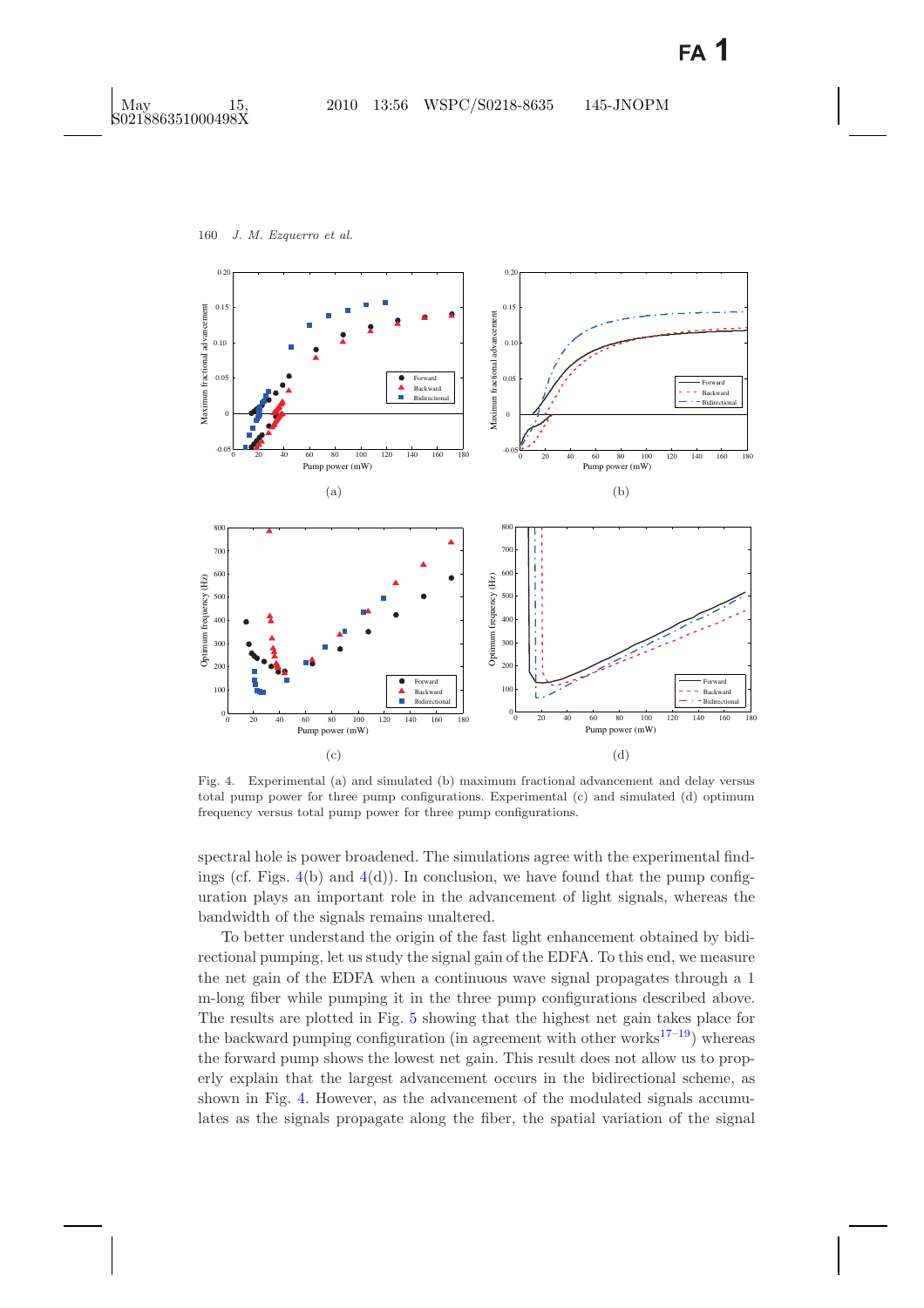Fig. 4. Experimental (a) and simulated (b) maximum fractional advancement and delay versus total pump power for three pump configurations. Experimental (c) and simulated (d) optimum frequency versus total pump power for three pump configurations.

spectral hole is power broadened. The simulations agree with the experimental findings (cf. Figs. 4(b) and 4(d)). In conclusion, we have found that the pump configuration plays an important role in the advancement of light signals, whereas the bandwidth of the signals remains unaltered.

To better understand the origin of the fast light enhancement obtained by bidirectional pumping, let us study the signal gain of the EDFA. To this end, we measure the net gain of the EDFA when a continuous wave signal propagates through a 1 m-long fiber while pumping it in the three pump configurations described above. The results are plotted in Fig. 5 showing that the highest net gain takes place for the backward pumping configuration (in agreement with other works[17–19]) whereas the forward pump shows the lowest net gain. This result does not allow us to properly explain that the largest advancement occurs in the bidirectional scheme, as shown in Fig. 4. However, as the advancement of the modulated signals accumulates as the signals propagate along the fiber, the spatial variation of the signal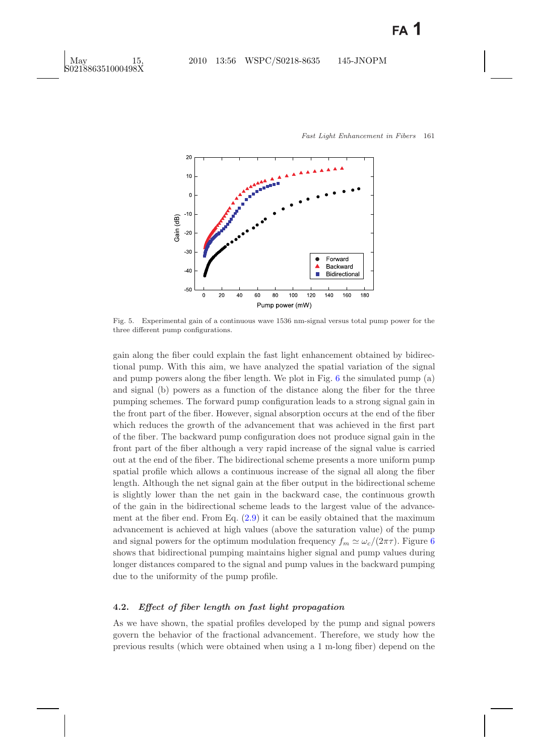Fig. 5. Experimental gain of a continuous wave 1536 nm-signal versus total pump power for the three different pump configurations.

gain along the fiber could explain the fast light enhancement obtained by bidirectional pump. With this aim, we have analyzed the spatial variation of the signal and pump powers along the fiber length. We plot in Fig. 6 the simulated pump (a) and signal (b) powers as a function of the distance along the fiber for the three pumping schemes. The forward pump configuration leads to a strong signal gain in the front part of the fiber. However, signal absorption occurs at the end of the fiber which reduces the growth of the advancement that was achieved in the first part of the fiber. The backward pump configuration does not produce signal gain in the front part of the fiber although a very rapid increase of the signal value is carried out at the end of the fiber. The bidirectional scheme presents a more uniform pump spatial profile which allows a continuous increase of the signal all along the fiber length. Although the net signal gain at the fiber output in the bidirectional scheme is slightly lower than the net gain in the backward case, the continuous growth of the gain in the bidirectional scheme leads to the largest value of the advancement at the fiber end. From Eq. (2.9) it can be easily obtained that the maximum advancement is achieved at high values (above the saturation value) of the pump and signal powers for the optimum modulation frequency $f_m \simeq \omega_c/(2\pi\tau)$. Figure 6 shows that bidirectional pumping maintains higher signal and pump values during longer distances compared to the signal and pump values in the backward pumping due to the uniformity of the pump profile.

### 4.2. *Effect of fiber length on fast light propagation*

As we have shown, the spatial profiles developed by the pump and signal powers govern the behavior of the fractional advancement. Therefore, we study how the previous results (which were obtained when using a 1 m-long fiber) depend on the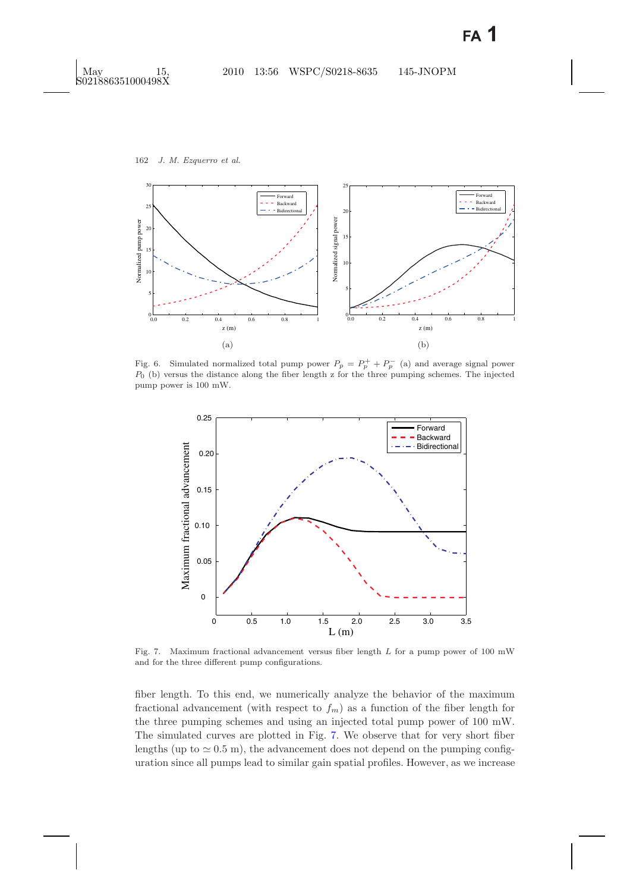Fig. 6. Simulated normalized total pump power $P_p = P_p^+ + P_p^-$ (a) and average signal power $P_0$ (b) versus the distance along the fiber length z for the three pumping schemes. The injected pump power is 100 mW.

Fig. 7. Maximum fractional advancement versus fiber length $L$ for a pump power of 100 mW and for the three different pump configurations.

fiber length. To this end, we numerically analyze the behavior of the maximum fractional advancement (with respect to $f_m$) as a function of the fiber length for the three pumping schemes and using an injected total pump power of 100 mW. The simulated curves are plotted in Fig. 7. We observe that for very short fiber lengths (up to $\simeq 0.5$ m), the advancement does not depend on the pumping configuration since all pumps lead to similar gain spatial profiles. However, as we increase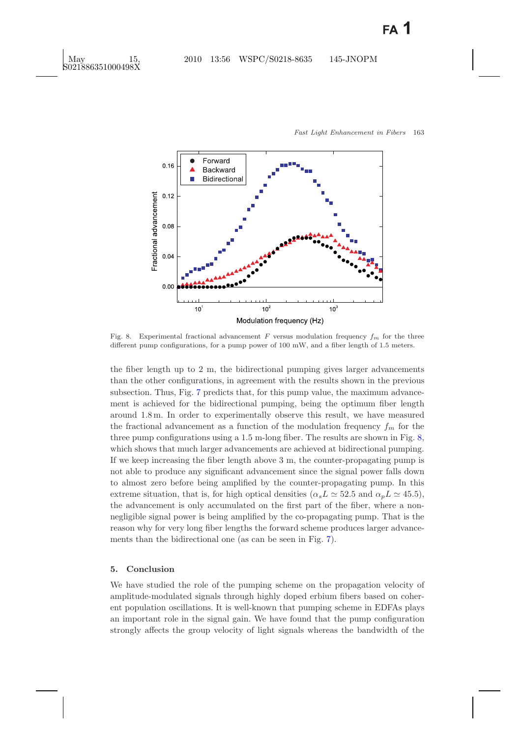Fig. 8. Experimental fractional advancement $F$ versus modulation frequency $f_m$ for the three different pump configurations, for a pump power of 100 mW, and a fiber length of 1.5 meters.

the fiber length up to 2 m, the bidirectional pumping gives larger advancements than the other configurations, in agreement with the results shown in the previous subsection. Thus, Fig. 7 predicts that, for this pump value, the maximum advancement is achieved for the bidirectional pumping, being the optimum fiber length around 1.8 m. In order to experimentally observe this result, we have measured the fractional advancement as a function of the modulation frequency $f_m$ for the three pump configurations using a 1.5 m-long fiber. The results are shown in Fig. 8, which shows that much larger advancements are achieved at bidirectional pumping. If we keep increasing the fiber length above 3 m, the counter-propagating pump is not able to produce any significant advancement since the signal power falls down to almost zero before being amplified by the counter-propagating pump. In this extreme situation, that is, for high optical densities ($\alpha_s L \simeq 52.5$ and $\alpha_p L \simeq 45.5$), the advancement is only accumulated on the first part of the fiber, where a non-negligible signal power is being amplified by the co-propagating pump. That is the reason why for very long fiber lengths the forward scheme produces larger advancements than the bidirectional one (as can be seen in Fig. 7).

## 5. Conclusion

We have studied the role of the pumping scheme on the propagation velocity of amplitude-modulated signals through highly doped erbium fibers based on coherent population oscillations. It is well-known that pumping scheme in EDFAs plays an important role in the signal gain. We have found that the pump configuration strongly affects the group velocity of light signals whereas the bandwidth of the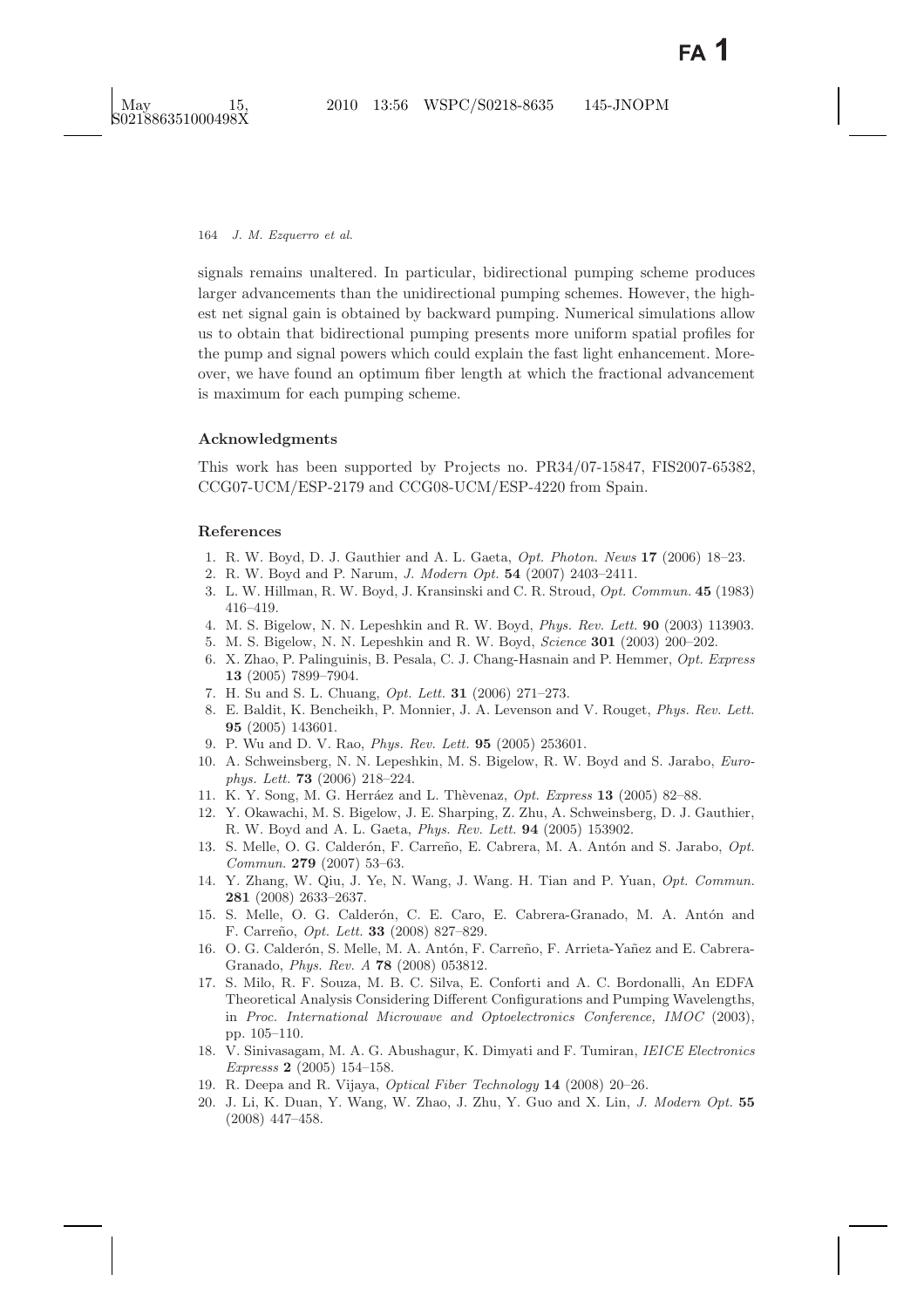signals remains unaltered. In particular, bidirectional pumping scheme produces larger advancements than the unidirectional pumping schemes. However, the highest net signal gain is obtained by backward pumping. Numerical simulations allow us to obtain that bidirectional pumping presents more uniform spatial profiles for the pump and signal powers which could explain the fast light enhancement. Moreover, we have found an optimum fiber length at which the fractional advancement is maximum for each pumping scheme.

## Acknowledgments

This work has been supported by Projects no. PR34/07-15847, FIS2007-65382, CCG07-UCM/ESP-2179 and CCG08-UCM/ESP-4220 from Spain.

## References

1. R. W. Boyd, D. J. Gauthier and A. L. Gaeta, *Opt. Photon. News* **17** (2006) 18–23.
2. R. W. Boyd and P. Narum, *J. Modern Opt.* **54** (2007) 2403–2411.
3. L. W. Hillman, R. W. Boyd, J. Kransinski and C. R. Stroud, *Opt. Commun.* **45** (1983) 416–419.
4. M. S. Bigelow, N. N. Lepeshkin and R. W. Boyd, *Phys. Rev. Lett.* **90** (2003) 113903.
5. M. S. Bigelow, N. N. Lepeshkin and R. W. Boyd, *Science* **301** (2003) 200–202.
6. X. Zhao, P. Palinguinis, B. Pesala, C. J. Chang-Hasnain and P. Hemmer, *Opt. Express* **13** (2005) 7899–7904.
7. H. Su and S. L. Chuang, *Opt. Lett.* **31** (2006) 271–273.
8. E. Baldit, K. Bencheikh, P. Monnier, J. A. Levenson and V. Rouget, *Phys. Rev. Lett.* **95** (2005) 143601.
9. P. Wu and D. V. Rao, *Phys. Rev. Lett.* **95** (2005) 253601.
10. A. Schweinsberg, N. N. Lepeshkin, M. S. Bigelow, R. W. Boyd and S. Jarabo, *Europhys. Lett.* **73** (2006) 218–224.
11. K. Y. Song, M. G. Herráez and L. Thèvenaz, *Opt. Express* **13** (2005) 82–88.
12. Y. Okawachi, M. S. Bigelow, J. E. Sharping, Z. Zhu, A. Schweinsberg, D. J. Gauthier, R. W. Boyd and A. L. Gaeta, *Phys. Rev. Lett.* **94** (2005) 153902.
13. S. Melle, O. G. Calderón, F. Carreño, E. Cabrera, M. A. Antón and S. Jarabo, *Opt. Commun.* **279** (2007) 53–63.
14. Y. Zhang, W. Qiu, J. Ye, N. Wang, J. Wang. H. Tian and P. Yuan, *Opt. Commun.* **281** (2008) 2633–2637.
15. S. Melle, O. G. Calderón, C. E. Caro, E. Cabrera-Granado, M. A. Antón and F. Carreño, *Opt. Lett.* **33** (2008) 827–829.
16. O. G. Calderón, S. Melle, M. A. Antón, F. Carreño, F. Arrieta-Yañez and E. Cabrera-Granado, *Phys. Rev. A* **78** (2008) 053812.
17. S. Milo, R. F. Souza, M. B. C. Silva, E. Conforti and A. C. Bordonalli, An EDFA Theoretical Analysis Considering Different Configurations and Pumping Wavelengths, in *Proc. International Microwave and Optoelectronics Conference, IMOC* (2003), pp. 105–110.
18. V. Sinivasagam, M. A. G. Abushagur, K. Dimyati and F. Tumiran, *IEICE Electronics Expresss* **2** (2005) 154–158.
19. R. Deepa and R. Vijaya, *Optical Fiber Technology* **14** (2008) 20–26.
20. J. Li, K. Duan, Y. Wang, W. Zhao, J. Zhu, Y. Guo and X. Lin, *J. Modern Opt.* **55** (2008) 447–458.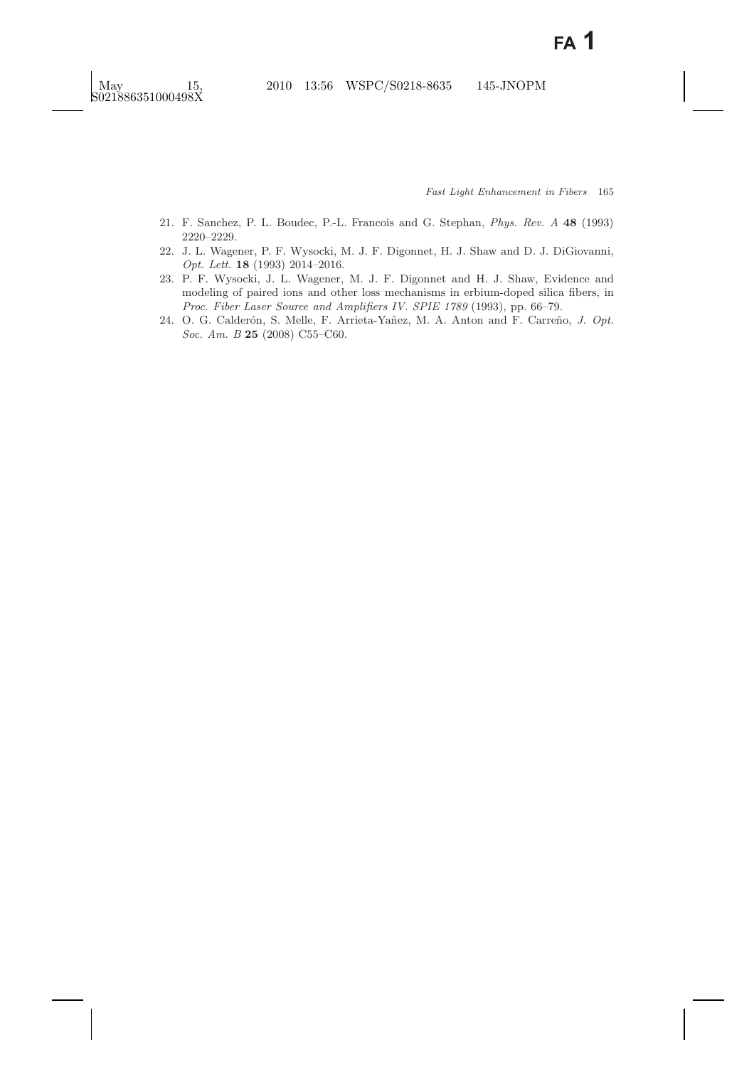21. F. Sanchez, P. L. Boudec, P.-L. Francois and G. Stephan, *Phys. Rev. A* **48** (1993) 2220–2229.
22. J. L. Wagener, P. F. Wysocki, M. J. F. Digonnet, H. J. Shaw and D. J. DiGiovanni, *Opt. Lett.* **18** (1993) 2014–2016.
23. P. F. Wysocki, J. L. Wagener, M. J. F. Digonnet and H. J. Shaw, Evidence and modeling of paired ions and other loss mechanisms in erbium-doped silica fibers, in *Proc. Fiber Laser Source and Amplifiers IV. SPIE 1789* (1993), pp. 66–79.
24. O. G. Calderón, S. Melle, F. Arrieta-Yañez, M. A. Anton and F. Carreño, *J. Opt. Soc. Am. B* **25** (2008) C55–C60.